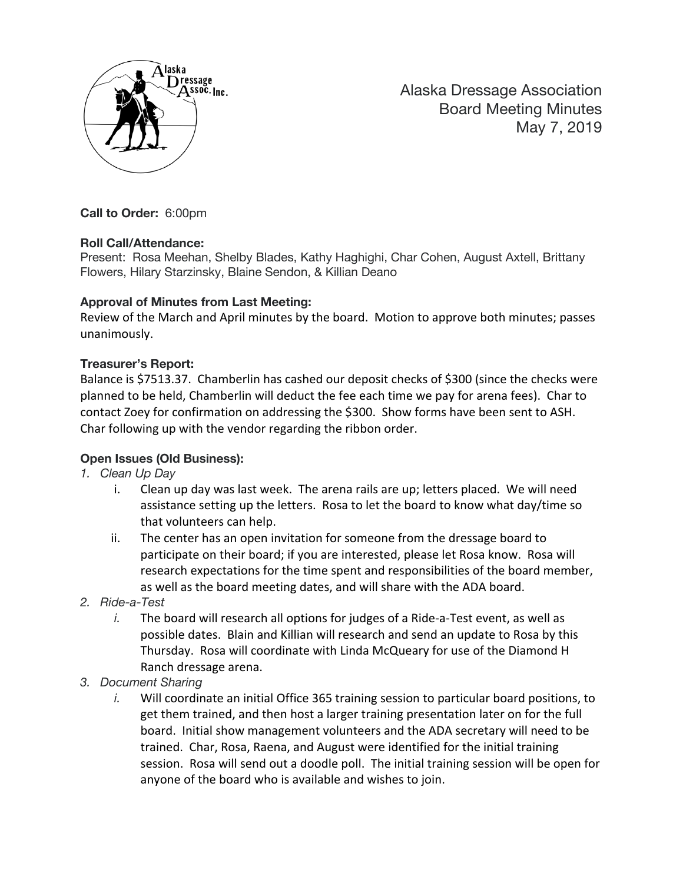# Alaska Dressage Association
## Board Meeting Minutes
### May 7, 2019

**Call to Order:** 6:00pm

**Roll Call/Attendance:**
Present: Rosa Meehan, Shelby Blades, Kathy Haghighi, Char Cohen, August Axtell, Brittany Flowers, Hilary Starzinsky, Blaine Sendon, & Killian Deano

**Approval of Minutes from Last Meeting:**
Review of the March and April minutes by the board. Motion to approve both minutes; passes unanimously.

**Treasurer's Report:**
Balance is $7513.37. Chamberlin has cashed our deposit checks of $300 (since the checks were planned to be held, Chamberlin will deduct the fee each time we pay for arena fees). Char to contact Zoey for confirmation on addressing the $300. Show forms have been sent to ASH. Char following up with the vendor regarding the ribbon order.

**Open Issues (Old Business):**

1. *Clean Up Day*
   i. Clean up day was last week. The arena rails are up; letters placed. We will need assistance setting up the letters. Rosa to let the board to know what day/time so that volunteers can help.
   ii. The center has an open invitation for someone from the dressage board to participate on their board; if you are interested, please let Rosa know. Rosa will research expectations for the time spent and responsibilities of the board member, as well as the board meeting dates, and will share with the ADA board.
2. *Ride-a-Test*
   *i.* The board will research all options for judges of a Ride-a-Test event, as well as possible dates. Blain and Killian will research and send an update to Rosa by this Thursday. Rosa will coordinate with Linda McQueary for use of the Diamond H Ranch dressage arena.
3. *Document Sharing*
   *i.* Will coordinate an initial Office 365 training session to particular board positions, to get them trained, and then host a larger training presentation later on for the full board. Initial show management volunteers and the ADA secretary will need to be trained. Char, Rosa, Raena, and August were identified for the initial training session. Rosa will send out a doodle poll. The initial training session will be open for anyone of the board who is available and wishes to join.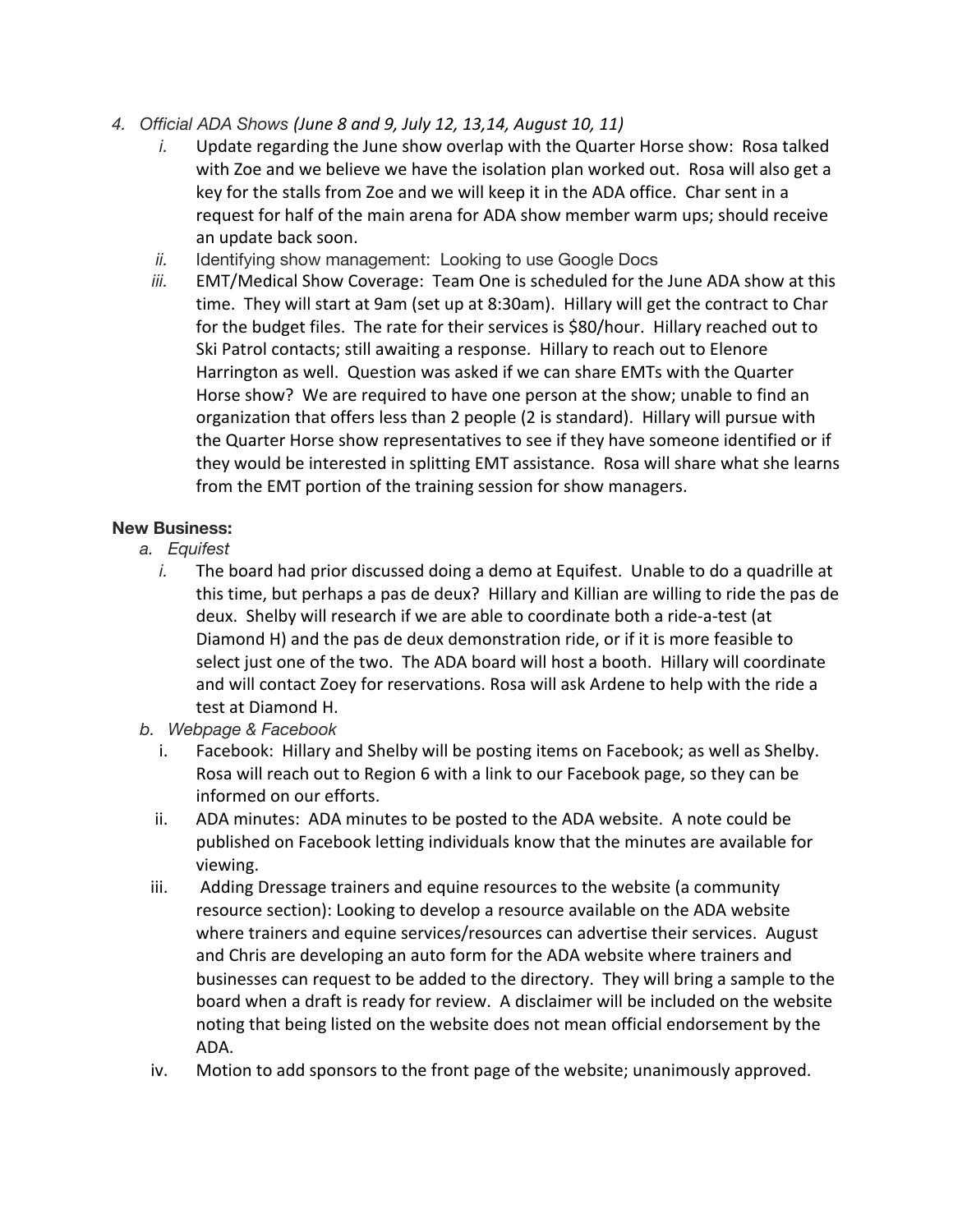4. *Official ADA Shows (June 8 and 9, July 12, 13,14, August 10, 11)*
   i. Update regarding the June show overlap with the Quarter Horse show: Rosa talked with Zoe and we believe we have the isolation plan worked out. Rosa will also get a key for the stalls from Zoe and we will keep it in the ADA office. Char sent in a request for half of the main arena for ADA show member warm ups; should receive an update back soon.
   ii. Identifying show management: Looking to use Google Docs
   iii. EMT/Medical Show Coverage: Team One is scheduled for the June ADA show at this time. They will start at 9am (set up at 8:30am). Hillary will get the contract to Char for the budget files. The rate for their services is $80/hour. Hillary reached out to Ski Patrol contacts; still awaiting a response. Hillary to reach out to Elenore Harrington as well. Question was asked if we can share EMTs with the Quarter Horse show? We are required to have one person at the show; unable to find an organization that offers less than 2 people (2 is standard). Hillary will pursue with the Quarter Horse show representatives to see if they have someone identified or if they would be interested in splitting EMT assistance. Rosa will share what she learns from the EMT portion of the training session for show managers.

**New Business:**

a. *Equifest*
   i. The board had prior discussed doing a demo at Equifest. Unable to do a quadrille at this time, but perhaps a pas de deux? Hillary and Killian are willing to ride the pas de deux. Shelby will research if we are able to coordinate both a ride-a-test (at Diamond H) and the pas de deux demonstration ride, or if it is more feasible to select just one of the two. The ADA board will host a booth. Hillary will coordinate and will contact Zoey for reservations. Rosa will ask Ardene to help with the ride a test at Diamond H.

b. *Webpage & Facebook*
   i. Facebook: Hillary and Shelby will be posting items on Facebook; as well as Shelby. Rosa will reach out to Region 6 with a link to our Facebook page, so they can be informed on our efforts.
   ii. ADA minutes: ADA minutes to be posted to the ADA website. A note could be published on Facebook letting individuals know that the minutes are available for viewing.
   iii. Adding Dressage trainers and equine resources to the website (a community resource section): Looking to develop a resource available on the ADA website where trainers and equine services/resources can advertise their services. August and Chris are developing an auto form for the ADA website where trainers and businesses can request to be added to the directory. They will bring a sample to the board when a draft is ready for review. A disclaimer will be included on the website noting that being listed on the website does not mean official endorsement by the ADA.
   iv. Motion to add sponsors to the front page of the website; unanimously approved.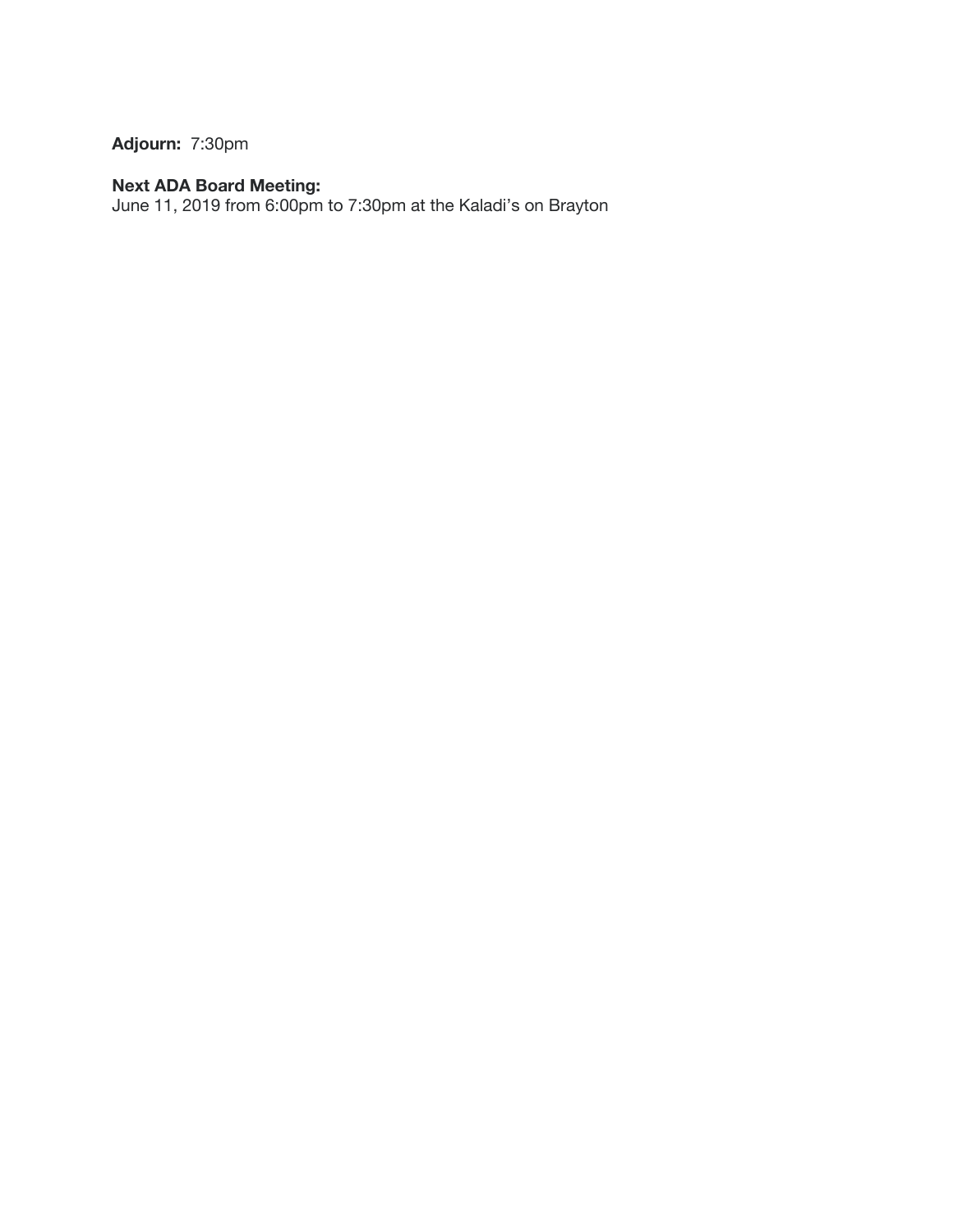**Adjourn:** 7:30pm

**Next ADA Board Meeting:**
June 11, 2019 from 6:00pm to 7:30pm at the Kaladi's on Brayton